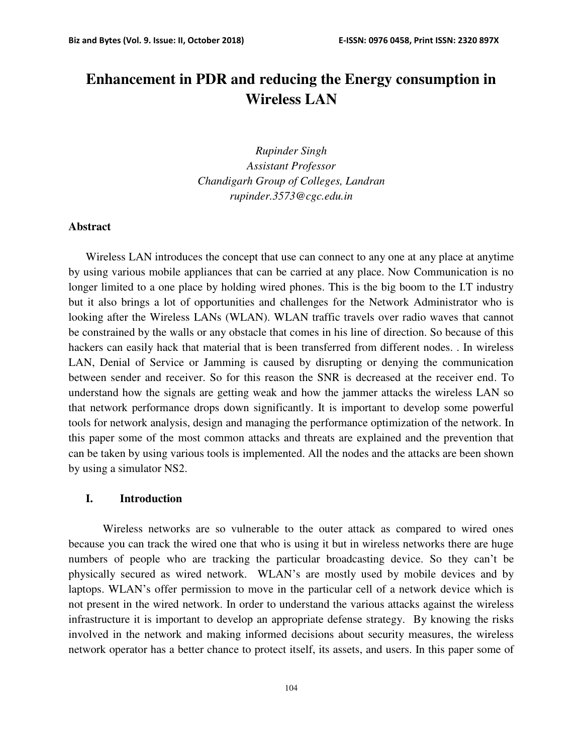# Enhancement in PDR and reducing the Energy consumption in Wireless LAN

*Rupinder Singh*
*Assistant Professor*
*Chandigarh Group of Colleges, Landran*
*rupinder.3573@cgc.edu.in*

## Abstract

Wireless LAN introduces the concept that use can connect to any one at any place at anytime by using various mobile appliances that can be carried at any place. Now Communication is no longer limited to a one place by holding wired phones. This is the big boom to the I.T industry but it also brings a lot of opportunities and challenges for the Network Administrator who is looking after the Wireless LANs (WLAN). WLAN traffic travels over radio waves that cannot be constrained by the walls or any obstacle that comes in his line of direction. So because of this hackers can easily hack that material that is been transferred from different nodes. . In wireless LAN, Denial of Service or Jamming is caused by disrupting or denying the communication between sender and receiver. So for this reason the SNR is decreased at the receiver end. To understand how the signals are getting weak and how the jammer attacks the wireless LAN so that network performance drops down significantly. It is important to develop some powerful tools for network analysis, design and managing the performance optimization of the network. In this paper some of the most common attacks and threats are explained and the prevention that can be taken by using various tools is implemented. All the nodes and the attacks are been shown by using a simulator NS2.

## I. Introduction

Wireless networks are so vulnerable to the outer attack as compared to wired ones because you can track the wired one that who is using it but in wireless networks there are huge numbers of people who are tracking the particular broadcasting device. So they can't be physically secured as wired network. WLAN's are mostly used by mobile devices and by laptops. WLAN's offer permission to move in the particular cell of a network device which is not present in the wired network. In order to understand the various attacks against the wireless infrastructure it is important to develop an appropriate defense strategy. By knowing the risks involved in the network and making informed decisions about security measures, the wireless network operator has a better chance to protect itself, its assets, and users. In this paper some of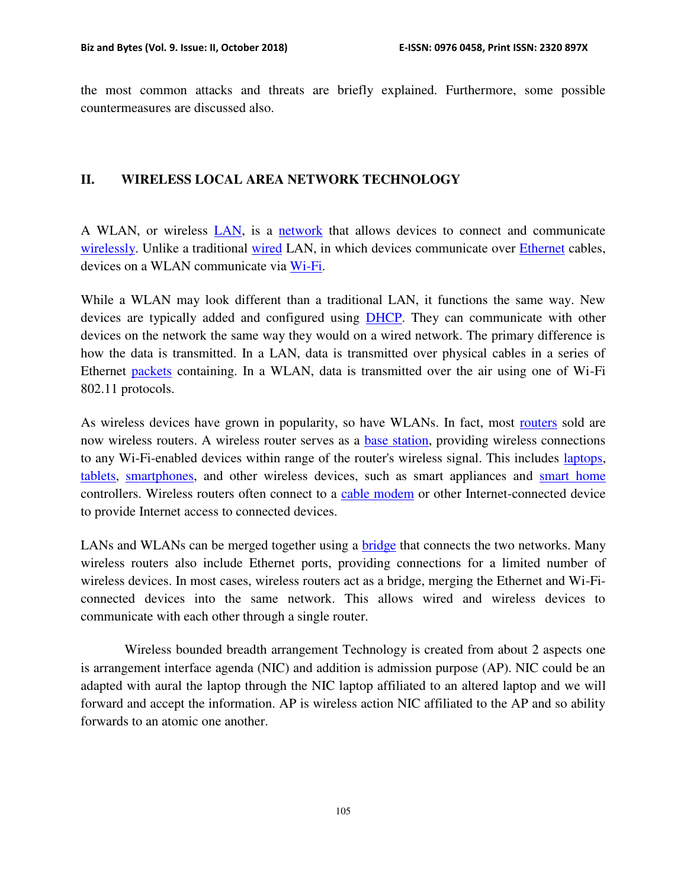the most common attacks and threats are briefly explained. Furthermore, some possible countermeasures are discussed also.

## II. WIRELESS LOCAL AREA NETWORK TECHNOLOGY

A WLAN, or wireless LAN, is a network that allows devices to connect and communicate wirelessly. Unlike a traditional wired LAN, in which devices communicate over Ethernet cables, devices on a WLAN communicate via Wi-Fi.

While a WLAN may look different than a traditional LAN, it functions the same way. New devices are typically added and configured using DHCP. They can communicate with other devices on the network the same way they would on a wired network. The primary difference is how the data is transmitted. In a LAN, data is transmitted over physical cables in a series of Ethernet packets containing. In a WLAN, data is transmitted over the air using one of Wi-Fi 802.11 protocols.

As wireless devices have grown in popularity, so have WLANs. In fact, most routers sold are now wireless routers. A wireless router serves as a base station, providing wireless connections to any Wi-Fi-enabled devices within range of the router's wireless signal. This includes laptops, tablets, smartphones, and other wireless devices, such as smart appliances and smart home controllers. Wireless routers often connect to a cable modem or other Internet-connected device to provide Internet access to connected devices.

LANs and WLANs can be merged together using a bridge that connects the two networks. Many wireless routers also include Ethernet ports, providing connections for a limited number of wireless devices. In most cases, wireless routers act as a bridge, merging the Ethernet and Wi-Fi-connected devices into the same network. This allows wired and wireless devices to communicate with each other through a single router.

Wireless bounded breadth arrangement Technology is created from about 2 aspects one is arrangement interface agenda (NIC) and addition is admission purpose (AP). NIC could be an adapted with aural the laptop through the NIC laptop affiliated to an altered laptop and we will forward and accept the information. AP is wireless action NIC affiliated to the AP and so ability forwards to an atomic one another.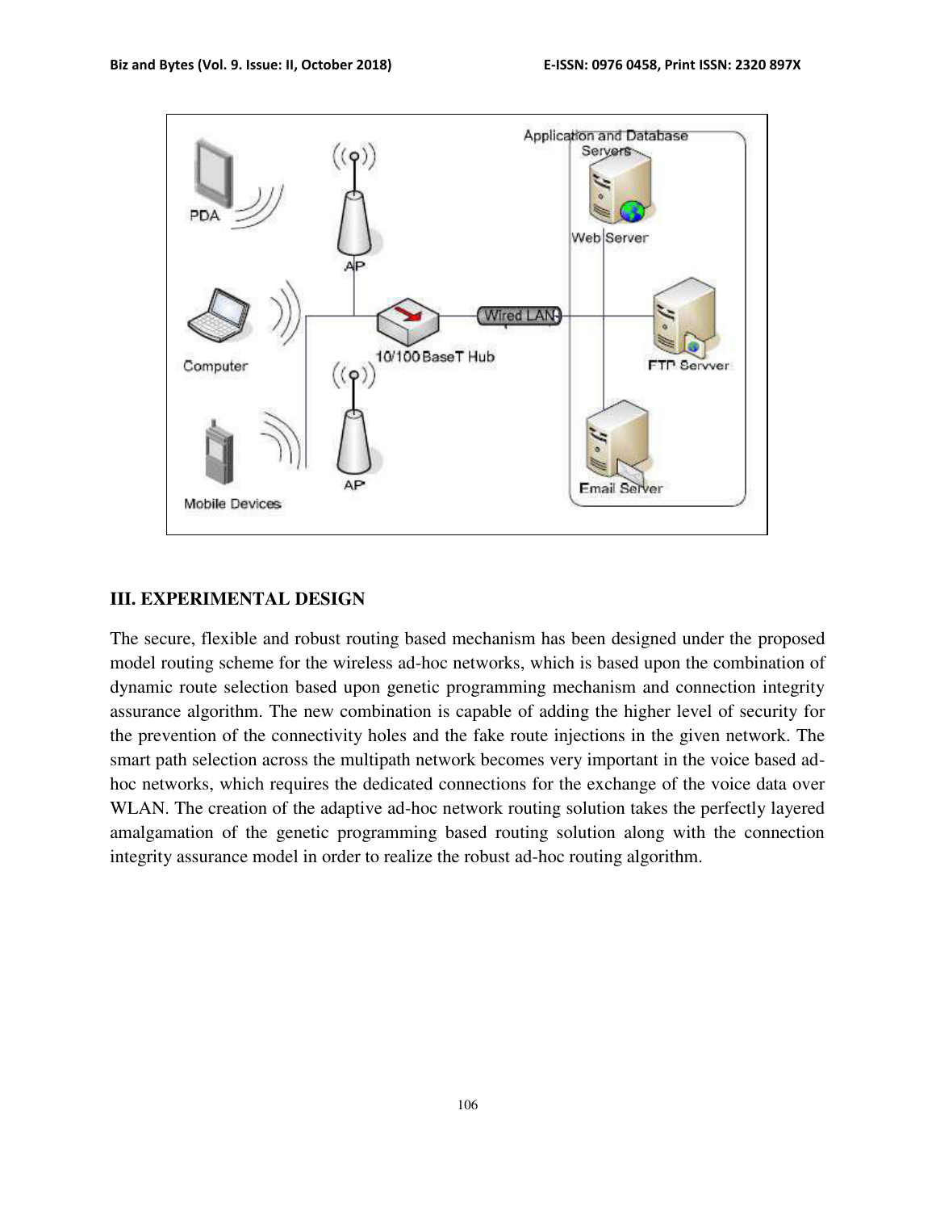### III. EXPERIMENTAL DESIGN

The secure, flexible and robust routing based mechanism has been designed under the proposed model routing scheme for the wireless ad-hoc networks, which is based upon the combination of dynamic route selection based upon genetic programming mechanism and connection integrity assurance algorithm. The new combination is capable of adding the higher level of security for the prevention of the connectivity holes and the fake route injections in the given network. The smart path selection across the multipath network becomes very important in the voice based ad-hoc networks, which requires the dedicated connections for the exchange of the voice data over WLAN. The creation of the adaptive ad-hoc network routing solution takes the perfectly layered amalgamation of the genetic programming based routing solution along with the connection integrity assurance model in order to realize the robust ad-hoc routing algorithm.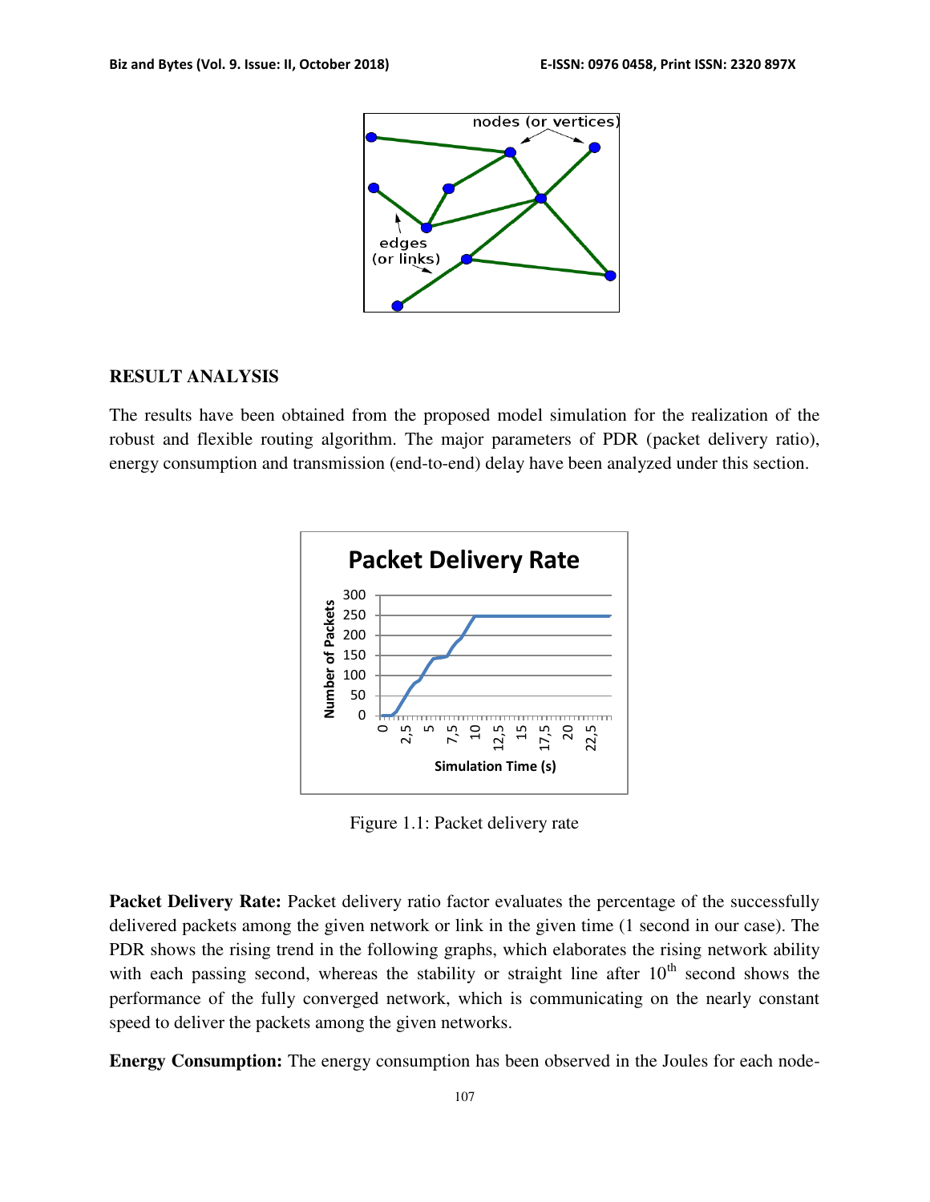## RESULT ANALYSIS

The results have been obtained from the proposed model simulation for the realization of the robust and flexible routing algorithm. The major parameters of PDR (packet delivery ratio), energy consumption and transmission (end-to-end) delay have been analyzed under this section.

Figure 1.1: Packet delivery rate

**Packet Delivery Rate:** Packet delivery ratio factor evaluates the percentage of the successfully delivered packets among the given network or link in the given time (1 second in our case). The PDR shows the rising trend in the following graphs, which elaborates the rising network ability with each passing second, whereas the stability or straight line after 10th second shows the performance of the fully converged network, which is communicating on the nearly constant speed to deliver the packets among the given networks.

**Energy Consumption:** The energy consumption has been observed in the Joules for each node-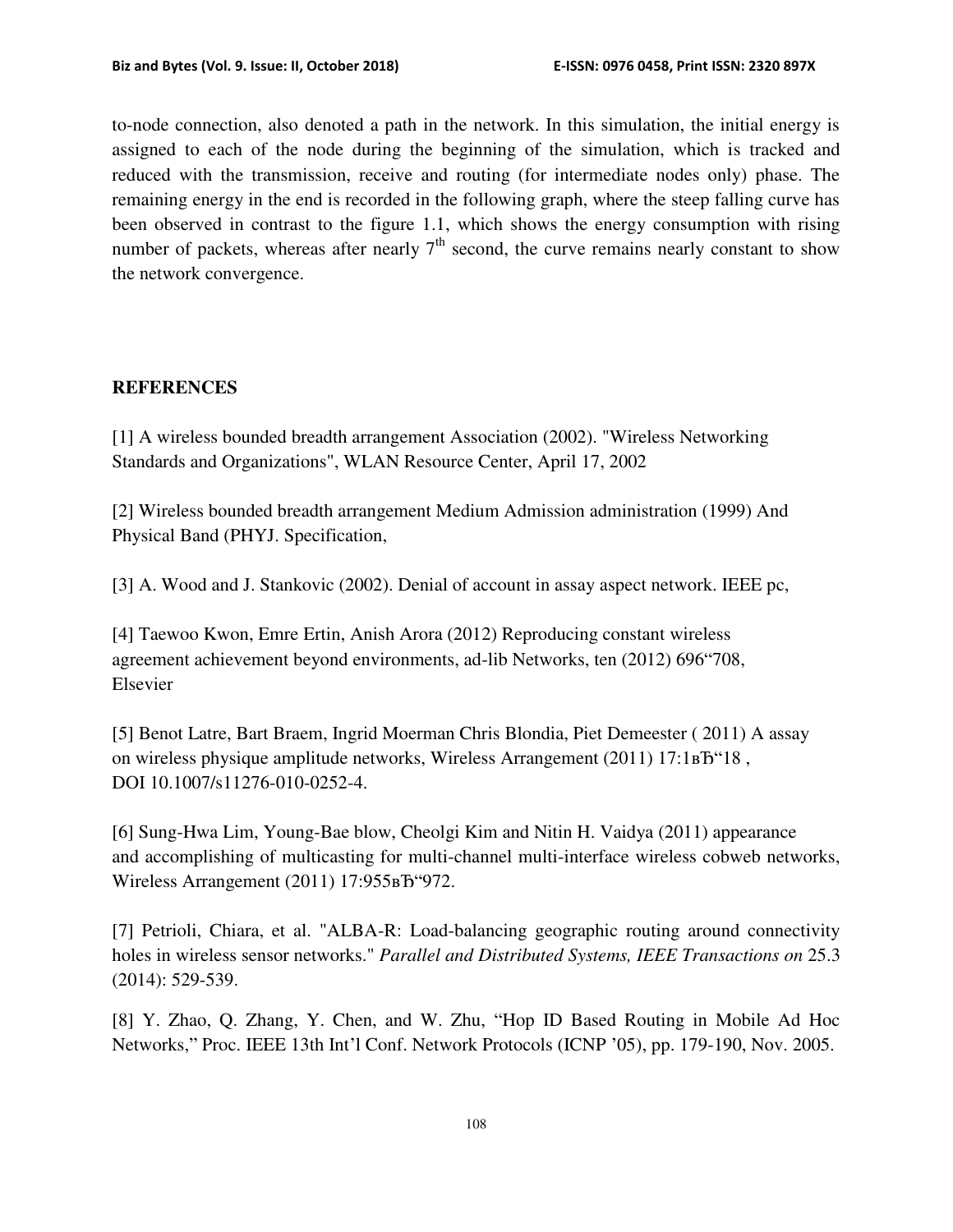to-node connection, also denoted a path in the network. In this simulation, the initial energy is assigned to each of the node during the beginning of the simulation, which is tracked and reduced with the transmission, receive and routing (for intermediate nodes only) phase. The remaining energy in the end is recorded in the following graph, where the steep falling curve has been observed in contrast to the figure 1.1, which shows the energy consumption with rising number of packets, whereas after nearly 7th second, the curve remains nearly constant to show the network convergence.

## REFERENCES

[1] A wireless bounded breadth arrangement Association (2002). "Wireless Networking Standards and Organizations", WLAN Resource Center, April 17, 2002

[2] Wireless bounded breadth arrangement Medium Admission administration (1999) And Physical Band (PHYJ. Specification,

[3] A. Wood and J. Stankovic (2002). Denial of account in assay aspect network. IEEE pc,

[4] Taewoo Kwon, Emre Ertin, Anish Arora (2012) Reproducing constant wireless agreement achievement beyond environments, ad-lib Networks, ten (2012) 696"708, Elsevier

[5] Benot Latre, Bart Braem, Ingrid Moerman Chris Blondia, Piet Demeester ( 2011) A assay on wireless physique amplitude networks, Wireless Arrangement (2011) 17:1вЂ"18 , DOI 10.1007/s11276-010-0252-4.

[6] Sung-Hwa Lim, Young-Bae blow, Cheolgi Kim and Nitin H. Vaidya (2011) appearance and accomplishing of multicasting for multi-channel multi-interface wireless cobweb networks, Wireless Arrangement (2011) 17:955вЂ"972.

[7] Petrioli, Chiara, et al. "ALBA-R: Load-balancing geographic routing around connectivity holes in wireless sensor networks." *Parallel and Distributed Systems, IEEE Transactions on* 25.3 (2014): 529-539.

[8] Y. Zhao, Q. Zhang, Y. Chen, and W. Zhu, "Hop ID Based Routing in Mobile Ad Hoc Networks," Proc. IEEE 13th Int'l Conf. Network Protocols (ICNP '05), pp. 179-190, Nov. 2005.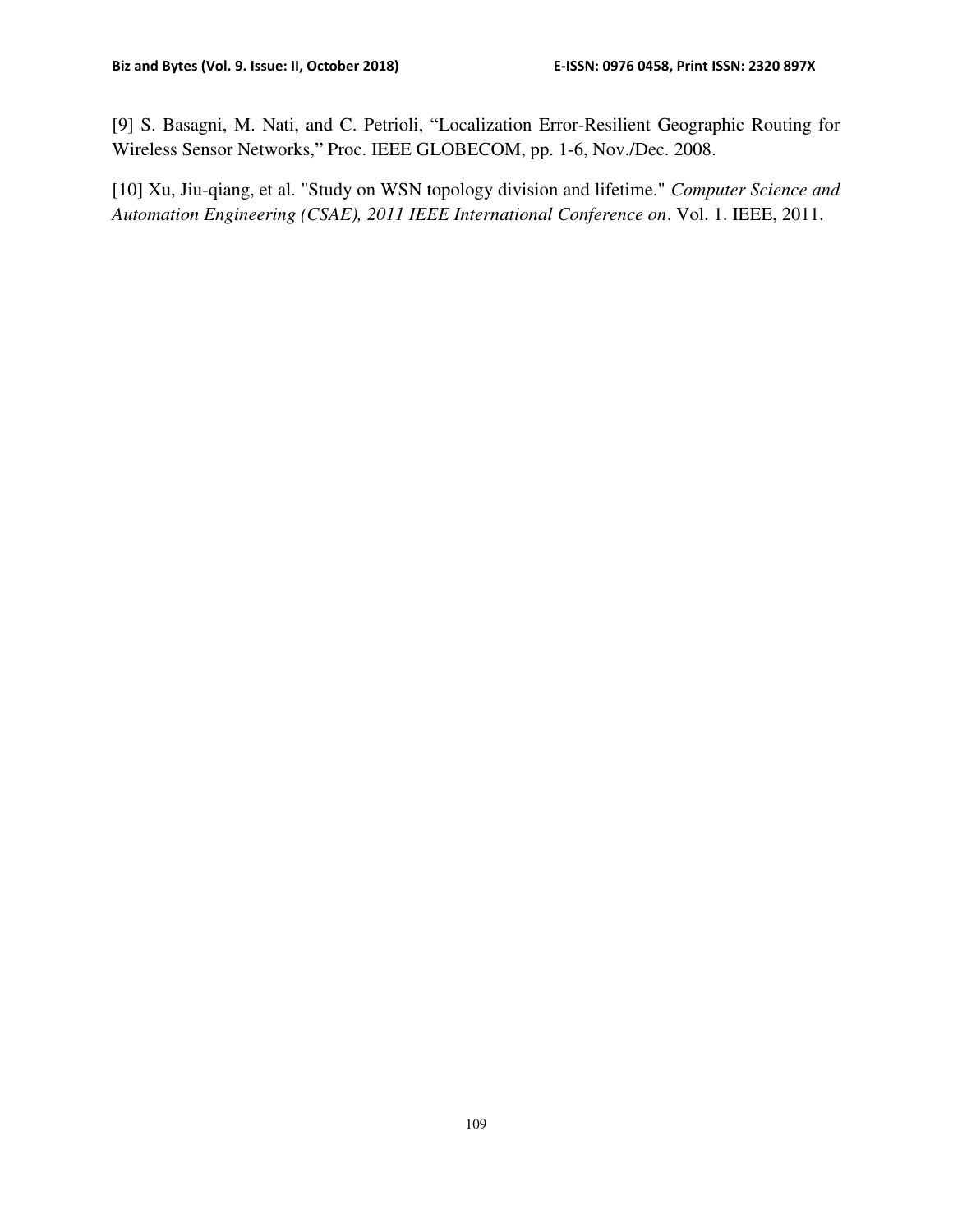[9] S. Basagni, M. Nati, and C. Petrioli, “Localization Error-Resilient Geographic Routing for Wireless Sensor Networks,” Proc. IEEE GLOBECOM, pp. 1-6, Nov./Dec. 2008.

[10] Xu, Jiu-qiang, et al. "Study on WSN topology division and lifetime." *Computer Science and Automation Engineering (CSAE), 2011 IEEE International Conference on*. Vol. 1. IEEE, 2011.